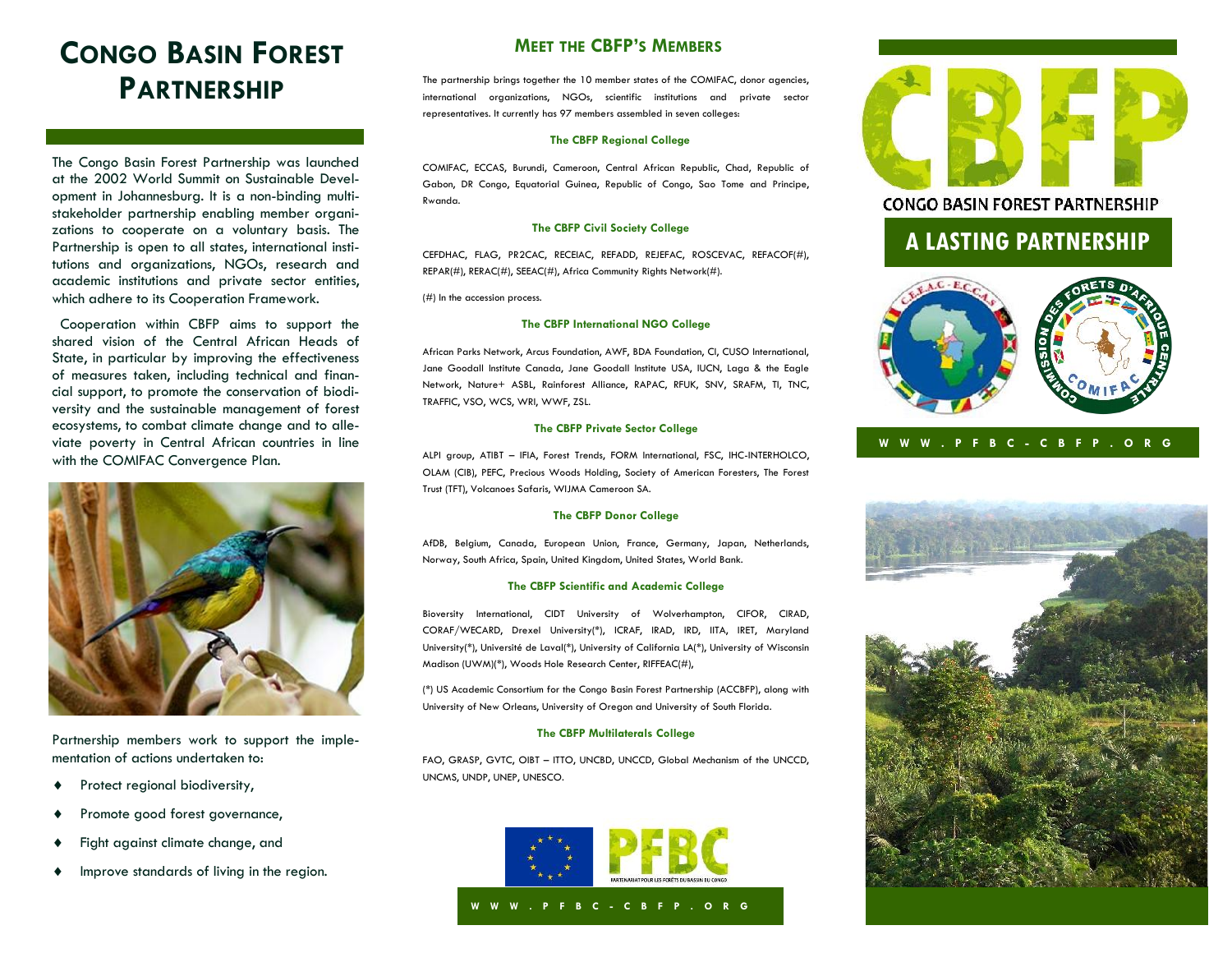# Congo Basin Forest Partnership

The Congo Basin Forest Partnership was launched at the 2002 World Summit on Sustainable Development in Johannesburg. It is a non-binding multi-stakeholder partnership enabling member organizations to cooperate on a voluntary basis. The Partnership is open to all states, international institutions and organizations, NGOs, research and academic institutions and private sector entities, which adhere to its Cooperation Framework.

Cooperation within CBFP aims to support the shared vision of the Central African Heads of State, in particular by improving the effectiveness of measures taken, including technical and financial support, to promote the conservation of biodiversity and the sustainable management of forest ecosystems, to combat climate change and to alleviate poverty in Central African countries in line with the COMIFAC Convergence Plan.

Partnership members work to support the implementation of actions undertaken to:

- Protect regional biodiversity,
- Promote good forest governance,
- Fight against climate change, and
- Improve standards of living in the region.

## Meet the CBFP's Members

The partnership brings together the 10 member states of the COMIFAC, donor agencies, international organizations, NGOs, scientific institutions and private sector representatives. It currently has 97 members assembled in seven colleges:

### The CBFP Regional College

COMIFAC, ECCAS, Burundi, Cameroon, Central African Republic, Chad, Republic of Gabon, DR Congo, Equatorial Guinea, Republic of Congo, Sao Tome and Principe, Rwanda.

### The CBFP Civil Society College

CEFDHAC, FLAG, PR2CAC, RECEIAC, REFADD, REJEFAC, ROSCEVAC, REFACOF(#), REPAR(#), RERAC(#), SEEAC(#), Africa Community Rights Network(#).

(#) In the accession process.

### The CBFP International NGO College

African Parks Network, Arcus Foundation, AWF, BDA Foundation, CI, CUSO International, Jane Goodall Institute Canada, Jane Goodall Institute USA, IUCN, Laga & the Eagle Network, Nature+ ASBL, Rainforest Alliance, RAPAC, RFUK, SNV, SRAFM, TI, TNC, TRAFFIC, VSO, WCS, WRI, WWF, ZSL.

### The CBFP Private Sector College

ALPI group, ATIBT – IFIA, Forest Trends, FORM International, FSC, IHC-INTERHOLCO, OLAM (CIB), PEFC, Precious Woods Holding, Society of American Foresters, The Forest Trust (TFT), Volcanoes Safaris, WIJMA Cameroon SA.

### The CBFP Donor College

AfDB, Belgium, Canada, European Union, France, Germany, Japan, Netherlands, Norway, South Africa, Spain, United Kingdom, United States, World Bank.

### The CBFP Scientific and Academic College

Bioversity International, CIDT University of Wolverhampton, CIFOR, CIRAD, CORAF/WECARD, Drexel University(*), ICRAF, IRAD, IRD, IITA, IRET, Maryland University(*), Université de Laval(*), University of California LA(*), University of Wisconsin Madison (UWM)(*), Woods Hole Research Center, RIFFEAC(#),

(*) US Academic Consortium for the Congo Basin Forest Partnership (ACCBFP), along with University of New Orleans, University of Oregon and University of South Florida.

### The CBFP Multilaterals College

FAO, GRASP, GVTC, OIBT – ITTO, UNCBD, UNCCD, Global Mechanism of the UNCCD, UNCMS, UNDP, UNEP, UNESCO.

PFBC – Partenariat pour les Forêts du Bassin du Congo

WWW.PFBC-CBFP.ORG

# CBFP

Congo Basin Forest Partnership

## A Lasting Partnership

WWW.PFBC-CBFP.ORG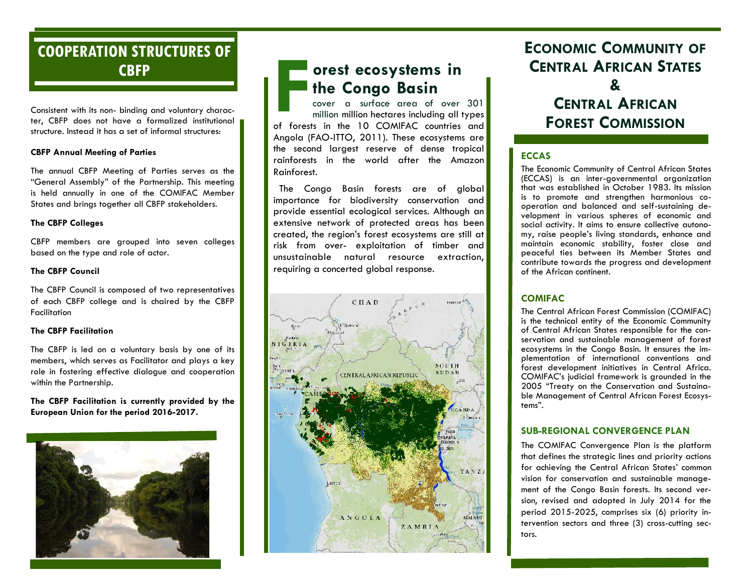## COOPERATION STRUCTURES OF CBFP

Consistent with its non- binding and voluntary character, CBFP does not have a formalized institutional structure. Instead it has a set of informal structures:

**CBFP Annual Meeting of Parties**

The annual CBFP Meeting of Parties serves as the "General Assembly" of the Partnership. This meeting is held annually in one of the COMIFAC Member States and brings together all CBFP stakeholders.

**The CBFP Colleges**

CBFP members are grouped into seven colleges based on the type and role of actor.

**The CBFP Council**

The CBFP Council is composed of two representatives of each CBFP college and is chaired by the CBFP Facilitation

**The CBFP Facilitation**

The CBFP is led on a voluntary basis by one of its members, which serves as Facilitator and plays a key role in fostering effective dialogue and cooperation within the Partnership.

**The CBFP Facilitation is currently provided by the European Union for the period 2016-2017.**

## Forest ecosystems in the Congo Basin

cover a surface area of over 301 million million hectares including all types of forests in the 10 COMIFAC countries and Angola (FAO-ITTO, 2011). These ecosystems are the second largest reserve of dense tropical rainforests in the world after the Amazon Rainforest.

The Congo Basin forests are of global importance for biodiversity conservation and provide essential ecological services. Although an extensive network of protected areas has been created, the region's forest ecosystems are still at risk from over- exploitation of timber and unsustainable natural resource extraction, requiring a concerted global response.

## ECONOMIC COMMUNITY OF CENTRAL AFRICAN STATES & CENTRAL AFRICAN FOREST COMMISSION

### ECCAS

The Economic Community of Central African States (ECCAS) is an inter-governmental organization that was established in October 1983. Its mission is to promote and strengthen harmonious cooperation and balanced and self-sustaining development in various spheres of economic and social activity. It aims to ensure collective autonomy, raise people's living standards, enhance and maintain economic stability, foster close and peaceful ties between its Member States and contribute towards the progress and development of the African continent.

### COMIFAC

The Central African Forest Commission (COMIFAC) is the technical entity of the Economic Community of Central African States responsible for the conservation and sustainable management of forest ecosystems in the Congo Basin. It ensures the implementation of international conventions and forest development initiatives in Central Africa. COMIFAC's judicial framework is grounded in the 2005 "Treaty on the Conservation and Sustainable Management of Central African Forest Ecosystems".

### SUB-REGIONAL CONVERGENCE PLAN

The COMIFAC Convergence Plan is the platform that defines the strategic lines and priority actions for achieving the Central African States' common vision for conservation and sustainable management of the Congo Basin forests. Its second version, revised and adopted in July 2014 for the period 2015-2025, comprises six (6) priority intervention sectors and three (3) cross-cutting sectors.